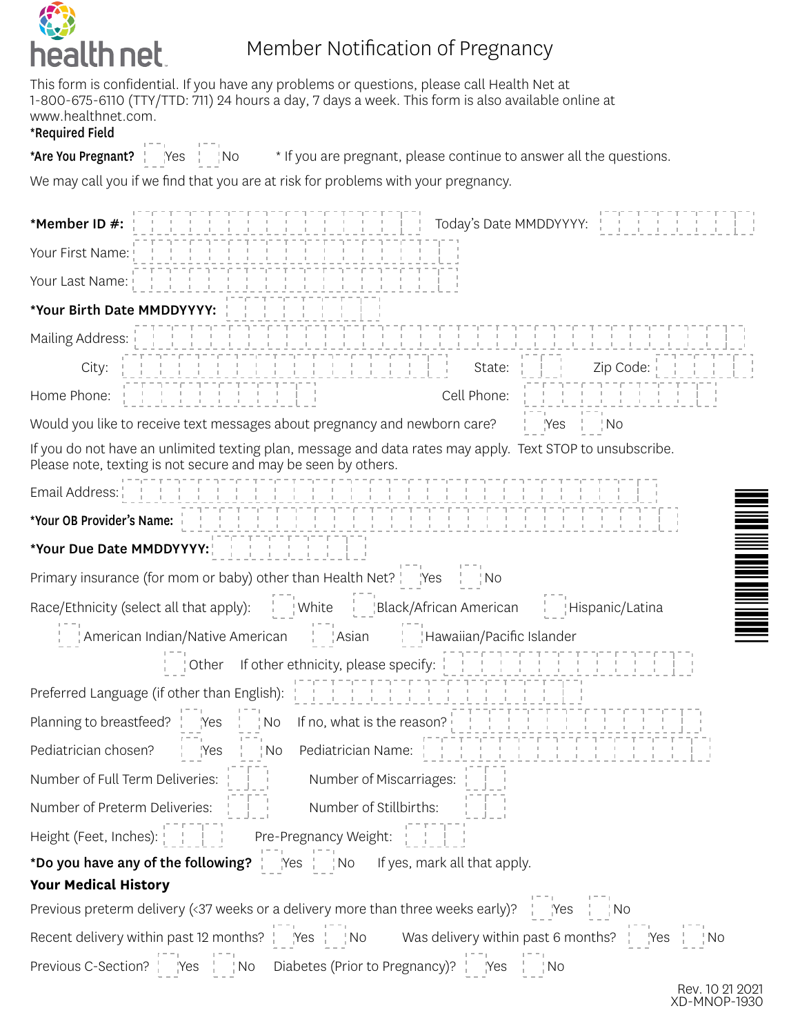# Member Notification of Pregnancy

health net

This form is confidential. If you have any problems or questions, please call Health Net at 1-800-675-6110 (TTY/TTD: 711) 24 hours a day, 7 days a week. This form is also available online at www.healthnet.com.

**\*Required Field**

**\*Are You Pregnant?** ☐ Yes ☐ No    \* If you are pregnant, please continue to answer all the questions.

We may call you if we find that you are at risk for problems with your pregnancy.

**\*Member ID #:** ____________ Today's Date MMDDYYYY: ________

Your First Name: ____________

Your Last Name: ____________

**\*Your Birth Date MMDDYYYY:** ________

Mailing Address: ____________

City: ____________ State: __ Zip Code: _____

Home Phone: ____________ Cell Phone: ____________

Would you like to receive text messages about pregnancy and newborn care? ☐ Yes ☐ No

If you do not have an unlimited texting plan, message and data rates may apply. Text STOP to unsubscribe. Please note, texting is not secure and may be seen by others.

Email Address: ____________

**\*Your OB Provider's Name:** ____________

**\*Your Due Date MMDDYYYY:** ________

Primary insurance (for mom or baby) other than Health Net? ☐ Yes ☐ No

Race/Ethnicity (select all that apply): ☐ White ☐ Black/African American ☐ Hispanic/Latina ☐ American Indian/Native American ☐ Asian ☐ Hawaiian/Pacific Islander ☐ Other If other ethnicity, please specify: ____________

Preferred Language (if other than English): ____________

Planning to breastfeed? ☐ Yes ☐ No If no, what is the reason? ____________

Pediatrician chosen? ☐ Yes ☐ No Pediatrician Name: ____________

Number of Full Term Deliveries: __ Number of Miscarriages: __

Number of Preterm Deliveries: __ Number of Stillbirths: __

Height (Feet, Inches): ____ Pre-Pregnancy Weight: ___

**\*Do you have any of the following?** ☐ Yes ☐ No If yes, mark all that apply.

**Your Medical History**

Previous preterm delivery (<37 weeks or a delivery more than three weeks early)? ☐ Yes ☐ No

Recent delivery within past 12 months? ☐ Yes ☐ No Was delivery within past 6 months? ☐ Yes ☐ No

Previous C-Section? ☐ Yes ☐ No Diabetes (Prior to Pregnancy)? ☐ Yes ☐ No

Rev. 10 21 2021
XD-MNOP-1930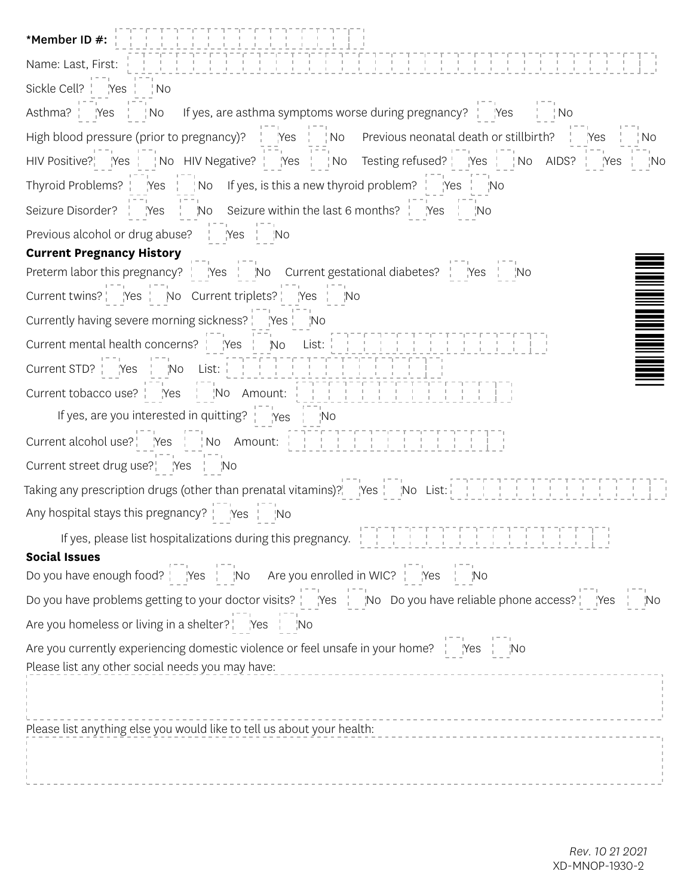**\*Member ID #:**

Name: Last, First:

Sickle Cell? Yes No

Asthma? Yes No If yes, are asthma symptoms worse during pregnancy? Yes No

High blood pressure (prior to pregnancy)? Yes No Previous neonatal death or stillbirth? Yes No

HIV Positive? Yes No HIV Negative? Yes No Testing refused? Yes No AIDS? Yes No

Thyroid Problems? Yes No If yes, is this a new thyroid problem? Yes No

Seizure Disorder? Yes No Seizure within the last 6 months? Yes No

Previous alcohol or drug abuse? Yes No

**Current Pregnancy History**

Preterm labor this pregnancy? Yes No Current gestational diabetes? Yes No

Current twins? Yes No Current triplets? Yes No

Currently having severe morning sickness? Yes No

Current mental health concerns? Yes No List:

Current STD? Yes No List:

Current tobacco use? Yes No Amount:

If yes, are you interested in quitting? Yes No

Current alcohol use? Yes No Amount:

Current street drug use? Yes No

Taking any prescription drugs (other than prenatal vitamins)? Yes No List:

Any hospital stays this pregnancy? Yes No

If yes, please list hospitalizations during this pregnancy.

**Social Issues**

Do you have enough food? Yes No Are you enrolled in WIC? Yes No

Do you have problems getting to your doctor visits? Yes No Do you have reliable phone access? Yes No

Are you homeless or living in a shelter? Yes No

Are you currently experiencing domestic violence or feel unsafe in your home? Yes No

Please list any other social needs you may have:

Please list anything else you would like to tell us about your health:

*Rev. 10 21 2021*

XD-MNOP-1930-2